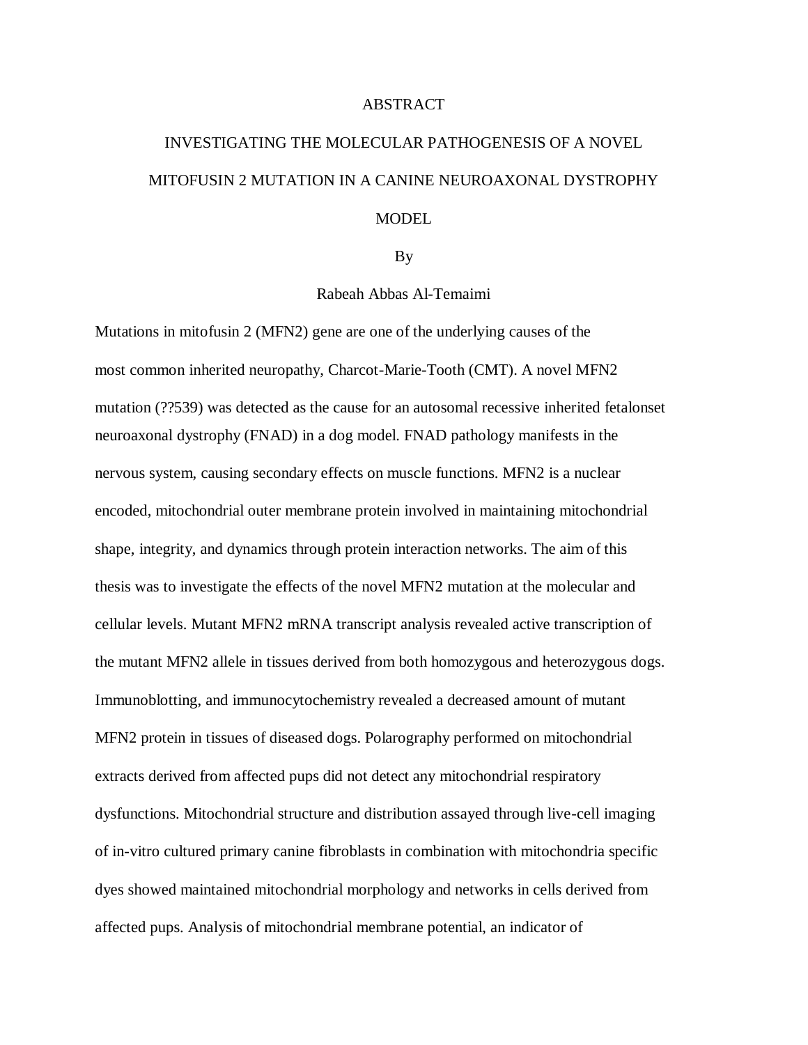# ABSTRACT

## INVESTIGATING THE MOLECULAR PATHOGENESIS OF A NOVEL MITOFUSIN 2 MUTATION IN A CANINE NEUROAXONAL DYSTROPHY MODEL

By

Rabeah Abbas Al-Temaimi

Mutations in mitofusin 2 (MFN2) gene are one of the underlying causes of the most common inherited neuropathy, Charcot-Marie-Tooth (CMT). A novel MFN2 mutation (??539) was detected as the cause for an autosomal recessive inherited fetalonset neuroaxonal dystrophy (FNAD) in a dog model. FNAD pathology manifests in the nervous system, causing secondary effects on muscle functions. MFN2 is a nuclear encoded, mitochondrial outer membrane protein involved in maintaining mitochondrial shape, integrity, and dynamics through protein interaction networks. The aim of this thesis was to investigate the effects of the novel MFN2 mutation at the molecular and cellular levels. Mutant MFN2 mRNA transcript analysis revealed active transcription of the mutant MFN2 allele in tissues derived from both homozygous and heterozygous dogs. Immunoblotting, and immunocytochemistry revealed a decreased amount of mutant MFN2 protein in tissues of diseased dogs. Polarography performed on mitochondrial extracts derived from affected pups did not detect any mitochondrial respiratory dysfunctions. Mitochondrial structure and distribution assayed through live-cell imaging of in-vitro cultured primary canine fibroblasts in combination with mitochondria specific dyes showed maintained mitochondrial morphology and networks in cells derived from affected pups. Analysis of mitochondrial membrane potential, an indicator of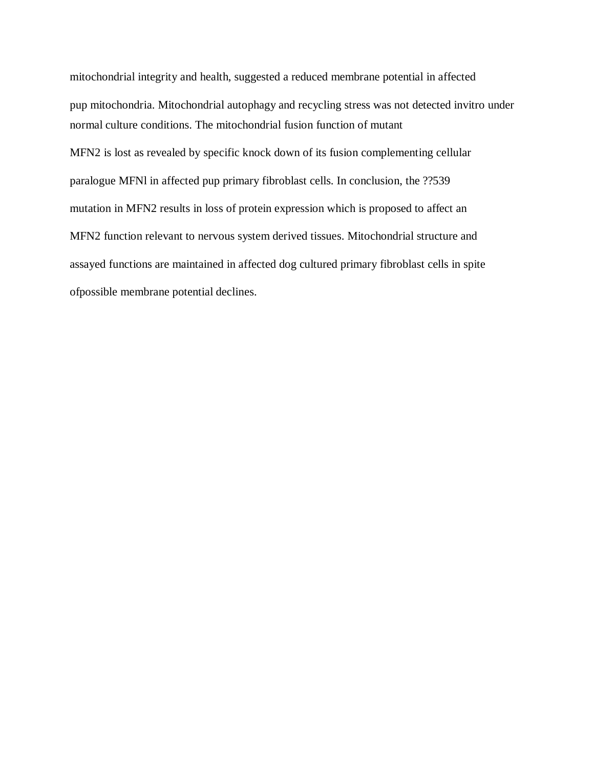mitochondrial integrity and health, suggested a reduced membrane potential in affected pup mitochondria. Mitochondrial autophagy and recycling stress was not detected invitro under normal culture conditions. The mitochondrial fusion function of mutant MFN2 is lost as revealed by specific knock down of its fusion complementing cellular paralogue MFNl in affected pup primary fibroblast cells. In conclusion, the ??539 mutation in MFN2 results in loss of protein expression which is proposed to affect an MFN2 function relevant to nervous system derived tissues. Mitochondrial structure and assayed functions are maintained in affected dog cultured primary fibroblast cells in spite ofpossible membrane potential declines.